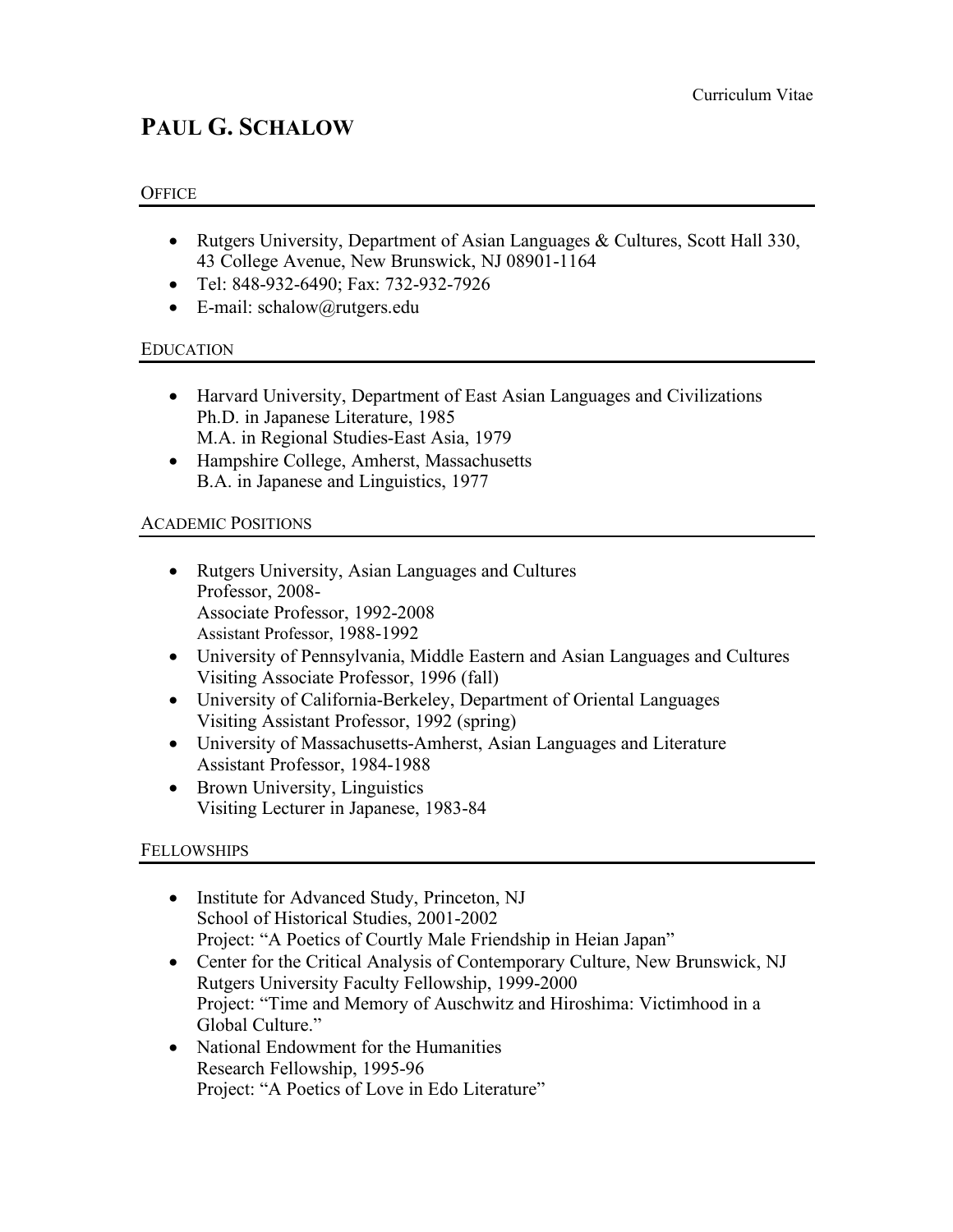Curriculum Vitae

# PAUL G. SCHALOW

## OFFICE

- Rutgers University, Department of Asian Languages & Cultures, Scott Hall 330, 43 College Avenue, New Brunswick, NJ 08901-1164
- Tel: 848-932-6490; Fax: 732-932-7926
- E-mail: schalow@rutgers.edu

## EDUCATION

- Harvard University, Department of East Asian Languages and Civilizations
  Ph.D. in Japanese Literature, 1985
  M.A. in Regional Studies-East Asia, 1979
- Hampshire College, Amherst, Massachusetts
  B.A. in Japanese and Linguistics, 1977

## ACADEMIC POSITIONS

- Rutgers University, Asian Languages and Cultures
  Professor, 2008-
  Associate Professor, 1992-2008
  Assistant Professor, 1988-1992
- University of Pennsylvania, Middle Eastern and Asian Languages and Cultures
  Visiting Associate Professor, 1996 (fall)
- University of California-Berkeley, Department of Oriental Languages
  Visiting Assistant Professor, 1992 (spring)
- University of Massachusetts-Amherst, Asian Languages and Literature
  Assistant Professor, 1984-1988
- Brown University, Linguistics
  Visiting Lecturer in Japanese, 1983-84

## FELLOWSHIPS

- Institute for Advanced Study, Princeton, NJ
  School of Historical Studies, 2001-2002
  Project: "A Poetics of Courtly Male Friendship in Heian Japan"
- Center for the Critical Analysis of Contemporary Culture, New Brunswick, NJ
  Rutgers University Faculty Fellowship, 1999-2000
  Project: "Time and Memory of Auschwitz and Hiroshima: Victimhood in a Global Culture."
- National Endowment for the Humanities
  Research Fellowship, 1995-96
  Project: "A Poetics of Love in Edo Literature"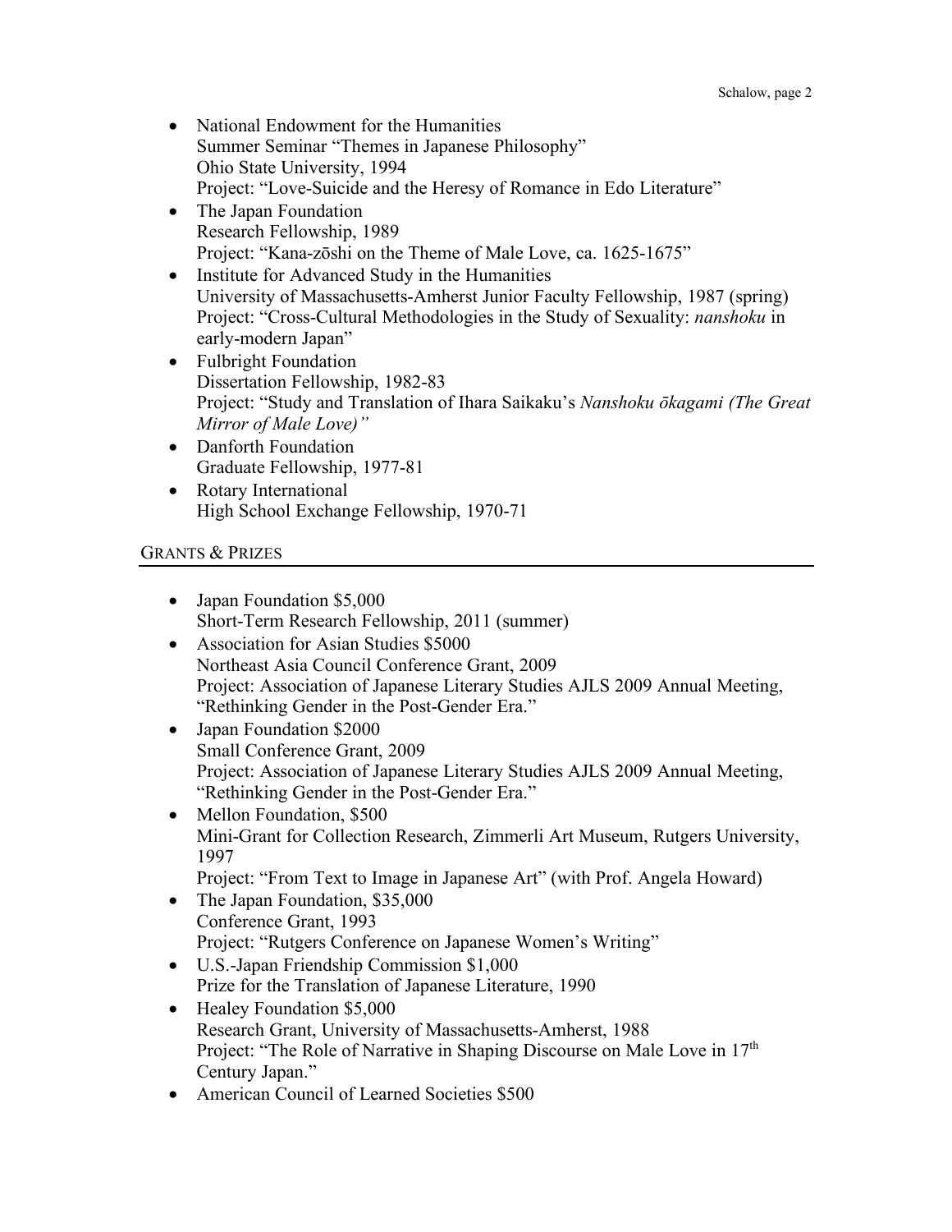- National Endowment for the Humanities
  Summer Seminar "Themes in Japanese Philosophy"
  Ohio State University, 1994
  Project: "Love-Suicide and the Heresy of Romance in Edo Literature"
- The Japan Foundation
  Research Fellowship, 1989
  Project: "Kana-zōshi on the Theme of Male Love, ca. 1625-1675"
- Institute for Advanced Study in the Humanities
  University of Massachusetts-Amherst Junior Faculty Fellowship, 1987 (spring)
  Project: "Cross-Cultural Methodologies in the Study of Sexuality: *nanshoku* in early-modern Japan"
- Fulbright Foundation
  Dissertation Fellowship, 1982-83
  Project: "Study and Translation of Ihara Saikaku's *Nanshoku ōkagami (The Great Mirror of Male Love)"*
- Danforth Foundation
  Graduate Fellowship, 1977-81
- Rotary International
  High School Exchange Fellowship, 1970-71

## GRANTS & PRIZES

- Japan Foundation $5,000
  Short-Term Research Fellowship, 2011 (summer)
- Association for Asian Studies $5000
  Northeast Asia Council Conference Grant, 2009
  Project: Association of Japanese Literary Studies AJLS 2009 Annual Meeting, "Rethinking Gender in the Post-Gender Era."
- Japan Foundation $2000
  Small Conference Grant, 2009
  Project: Association of Japanese Literary Studies AJLS 2009 Annual Meeting, "Rethinking Gender in the Post-Gender Era."
- Mellon Foundation, $500
  Mini-Grant for Collection Research, Zimmerli Art Museum, Rutgers University, 1997
  Project: "From Text to Image in Japanese Art" (with Prof. Angela Howard)
- The Japan Foundation, $35,000
  Conference Grant, 1993
  Project: "Rutgers Conference on Japanese Women's Writing"
- U.S.-Japan Friendship Commission $1,000
  Prize for the Translation of Japanese Literature, 1990
- Healey Foundation $5,000
  Research Grant, University of Massachusetts-Amherst, 1988
  Project: "The Role of Narrative in Shaping Discourse on Male Love in 17th Century Japan."
- American Council of Learned Societies $500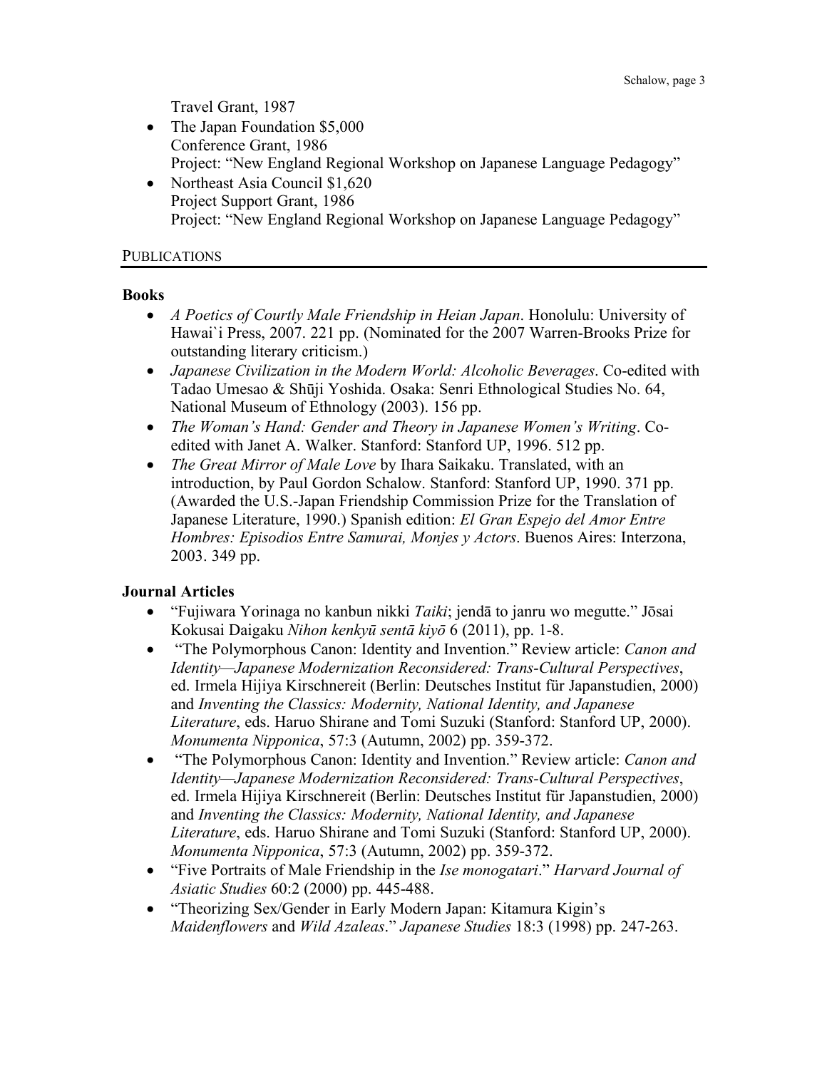Travel Grant, 1987

- The Japan Foundation $5,000
  Conference Grant, 1986
  Project: "New England Regional Workshop on Japanese Language Pedagogy"
- Northeast Asia Council $1,620
  Project Support Grant, 1986
  Project: "New England Regional Workshop on Japanese Language Pedagogy"

## PUBLICATIONS

### Books

- *A Poetics of Courtly Male Friendship in Heian Japan*. Honolulu: University of Hawai`i Press, 2007. 221 pp. (Nominated for the 2007 Warren-Brooks Prize for outstanding literary criticism.)
- *Japanese Civilization in the Modern World: Alcoholic Beverages*. Co-edited with Tadao Umesao & Shūji Yoshida. Osaka: Senri Ethnological Studies No. 64, National Museum of Ethnology (2003). 156 pp.
- *The Woman's Hand: Gender and Theory in Japanese Women's Writing*. Co-edited with Janet A. Walker. Stanford: Stanford UP, 1996. 512 pp.
- *The Great Mirror of Male Love* by Ihara Saikaku. Translated, with an introduction, by Paul Gordon Schalow. Stanford: Stanford UP, 1990. 371 pp. (Awarded the U.S.-Japan Friendship Commission Prize for the Translation of Japanese Literature, 1990.) Spanish edition: *El Gran Espejo del Amor Entre Hombres: Episodios Entre Samurai, Monjes y Actors*. Buenos Aires: Interzona, 2003. 349 pp.

### Journal Articles

- "Fujiwara Yorinaga no kanbun nikki *Taiki*; jendā to janru wo megutte." Jōsai Kokusai Daigaku *Nihon kenkyū sentā kiyō* 6 (2011), pp. 1-8.
- "The Polymorphous Canon: Identity and Invention." Review article: *Canon and Identity—Japanese Modernization Reconsidered: Trans-Cultural Perspectives*, ed. Irmela Hijiya Kirschnereit (Berlin: Deutsches Institut für Japanstudien, 2000) and *Inventing the Classics: Modernity, National Identity, and Japanese Literature*, eds. Haruo Shirane and Tomi Suzuki (Stanford: Stanford UP, 2000). *Monumenta Nipponica*, 57:3 (Autumn, 2002) pp. 359-372.
- "The Polymorphous Canon: Identity and Invention." Review article: *Canon and Identity—Japanese Modernization Reconsidered: Trans-Cultural Perspectives*, ed. Irmela Hijiya Kirschnereit (Berlin: Deutsches Institut für Japanstudien, 2000) and *Inventing the Classics: Modernity, National Identity, and Japanese Literature*, eds. Haruo Shirane and Tomi Suzuki (Stanford: Stanford UP, 2000). *Monumenta Nipponica*, 57:3 (Autumn, 2002) pp. 359-372.
- "Five Portraits of Male Friendship in the *Ise monogatari*." *Harvard Journal of Asiatic Studies* 60:2 (2000) pp. 445-488.
- "Theorizing Sex/Gender in Early Modern Japan: Kitamura Kigin's *Maidenflowers* and *Wild Azaleas*." *Japanese Studies* 18:3 (1998) pp. 247-263.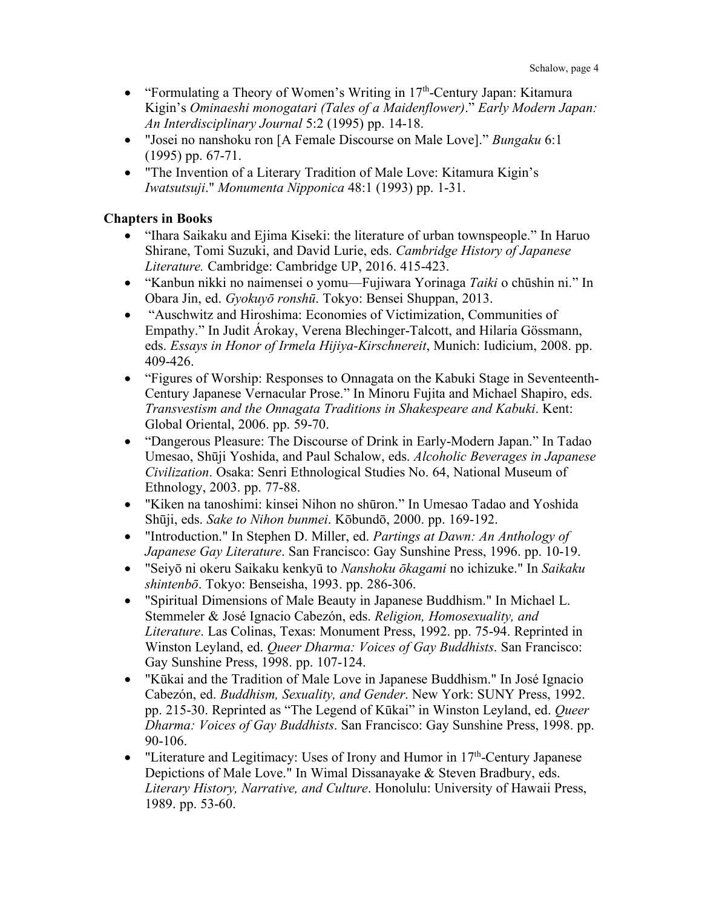- “Formulating a Theory of Women’s Writing in 17th-Century Japan: Kitamura Kigin’s *Ominaeshi monogatari (Tales of a Maidenflower)*.” *Early Modern Japan: An Interdisciplinary Journal* 5:2 (1995) pp. 14-18.
- "Josei no nanshoku ron [A Female Discourse on Male Love].” *Bungaku* 6:1 (1995) pp. 67-71.
- "The Invention of a Literary Tradition of Male Love: Kitamura Kigin’s *Iwatsutsuji*." *Monumenta Nipponica* 48:1 (1993) pp. 1-31.

**Chapters in Books**

- “Ihara Saikaku and Ejima Kiseki: the literature of urban townspeople.” In Haruo Shirane, Tomi Suzuki, and David Lurie, eds. *Cambridge History of Japanese Literature.* Cambridge: Cambridge UP, 2016. 415-423.
- “Kanbun nikki no naimensei o yomu—Fujiwara Yorinaga *Taiki* o chūshin ni.” In Obara Jin, ed. *Gyokuyō ronshū*. Tokyo: Bensei Shuppan, 2013.
- “Auschwitz and Hiroshima: Economies of Victimization, Communities of Empathy.” In Judit Árokay, Verena Blechinger-Talcott, and Hilaria Gössmann, eds. *Essays in Honor of Irmela Hijiya-Kirschnereit*, Munich: Iudicium, 2008. pp. 409-426.
- “Figures of Worship: Responses to Onnagata on the Kabuki Stage in Seventeenth-Century Japanese Vernacular Prose.” In Minoru Fujita and Michael Shapiro, eds. *Transvestism and the Onnagata Traditions in Shakespeare and Kabuki*. Kent: Global Oriental, 2006. pp. 59-70.
- “Dangerous Pleasure: The Discourse of Drink in Early-Modern Japan.” In Tadao Umesao, Shūji Yoshida, and Paul Schalow, eds. *Alcoholic Beverages in Japanese Civilization*. Osaka: Senri Ethnological Studies No. 64, National Museum of Ethnology, 2003. pp. 77-88.
- "Kiken na tanoshimi: kinsei Nihon no shūron.” In Umesao Tadao and Yoshida Shūji, eds. *Sake to Nihon bunmei*. Kōbundō, 2000. pp. 169-192.
- "Introduction." In Stephen D. Miller, ed. *Partings at Dawn: An Anthology of Japanese Gay Literature*. San Francisco: Gay Sunshine Press, 1996. pp. 10-19.
- "Seiyō ni okeru Saikaku kenkyū to *Nanshoku ōkagami* no ichizuke." In *Saikaku shintenbō*. Tokyo: Benseisha, 1993. pp. 286-306.
- "Spiritual Dimensions of Male Beauty in Japanese Buddhism." In Michael L. Stemmeler & José Ignacio Cabezón, eds. *Religion, Homosexuality, and Literature*. Las Colinas, Texas: Monument Press, 1992. pp. 75-94. Reprinted in Winston Leyland, ed. *Queer Dharma: Voices of Gay Buddhists*. San Francisco: Gay Sunshine Press, 1998. pp. 107-124.
- "Kūkai and the Tradition of Male Love in Japanese Buddhism." In José Ignacio Cabezón, ed. *Buddhism, Sexuality, and Gender*. New York: SUNY Press, 1992. pp. 215-30. Reprinted as “The Legend of Kūkai” in Winston Leyland, ed. *Queer Dharma: Voices of Gay Buddhists*. San Francisco: Gay Sunshine Press, 1998. pp. 90-106.
- "Literature and Legitimacy: Uses of Irony and Humor in 17th-Century Japanese Depictions of Male Love." In Wimal Dissanayake & Steven Bradbury, eds. *Literary History, Narrative, and Culture*. Honolulu: University of Hawaii Press, 1989. pp. 53-60.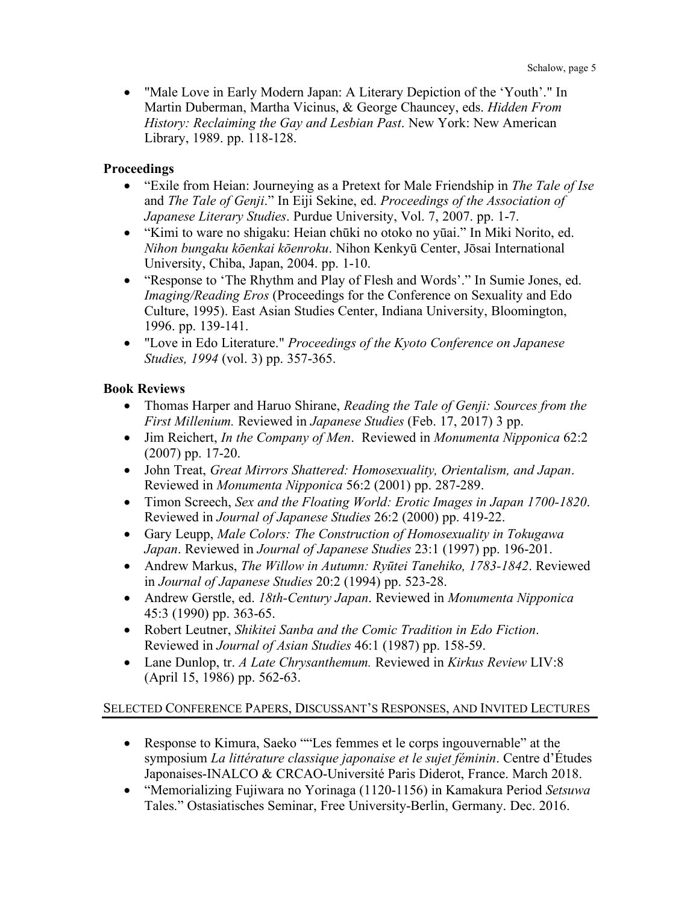- "Male Love in Early Modern Japan: A Literary Depiction of the 'Youth'." In Martin Duberman, Martha Vicinus, & George Chauncey, eds. *Hidden From History: Reclaiming the Gay and Lesbian Past*. New York: New American Library, 1989. pp. 118-128.

**Proceedings**

- "Exile from Heian: Journeying as a Pretext for Male Friendship in *The Tale of Ise* and *The Tale of Genji*." In Eiji Sekine, ed. *Proceedings of the Association of Japanese Literary Studies*. Purdue University, Vol. 7, 2007. pp. 1-7.
- "Kimi to ware no shigaku: Heian chūki no otoko no yūai." In Miki Norito, ed. *Nihon bungaku kōenkai kōenroku*. Nihon Kenkyū Center, Jōsai International University, Chiba, Japan, 2004. pp. 1-10.
- "Response to 'The Rhythm and Play of Flesh and Words'." In Sumie Jones, ed. *Imaging/Reading Eros* (Proceedings for the Conference on Sexuality and Edo Culture, 1995). East Asian Studies Center, Indiana University, Bloomington, 1996. pp. 139-141.
- "Love in Edo Literature." *Proceedings of the Kyoto Conference on Japanese Studies, 1994* (vol. 3) pp. 357-365.

**Book Reviews**

- Thomas Harper and Haruo Shirane, *Reading the Tale of Genji: Sources from the First Millenium.* Reviewed in *Japanese Studies* (Feb. 17, 2017) 3 pp.
- Jim Reichert, *In the Company of Men*. Reviewed in *Monumenta Nipponica* 62:2 (2007) pp. 17-20.
- John Treat, *Great Mirrors Shattered: Homosexuality, Orientalism, and Japan*. Reviewed in *Monumenta Nipponica* 56:2 (2001) pp. 287-289.
- Timon Screech, *Sex and the Floating World: Erotic Images in Japan 1700-1820*. Reviewed in *Journal of Japanese Studies* 26:2 (2000) pp. 419-22.
- Gary Leupp, *Male Colors: The Construction of Homosexuality in Tokugawa Japan*. Reviewed in *Journal of Japanese Studies* 23:1 (1997) pp. 196-201.
- Andrew Markus, *The Willow in Autumn: Ryūtei Tanehiko, 1783-1842*. Reviewed in *Journal of Japanese Studies* 20:2 (1994) pp. 523-28.
- Andrew Gerstle, ed. *18th-Century Japan*. Reviewed in *Monumenta Nipponica* 45:3 (1990) pp. 363-65.
- Robert Leutner, *Shikitei Sanba and the Comic Tradition in Edo Fiction*. Reviewed in *Journal of Asian Studies* 46:1 (1987) pp. 158-59.
- Lane Dunlop, tr. *A Late Chrysanthemum.* Reviewed in *Kirkus Review* LIV:8 (April 15, 1986) pp. 562-63.

## SELECTED CONFERENCE PAPERS, DISCUSSANT'S RESPONSES, AND INVITED LECTURES

- Response to Kimura, Saeko ""Les femmes et le corps ingouvernable" at the symposium *La littérature classique japonaise et le sujet féminin*. Centre d'Études Japonaises-INALCO & CRCAO-Université Paris Diderot, France. March 2018.
- "Memorializing Fujiwara no Yorinaga (1120-1156) in Kamakura Period *Setsuwa* Tales." Ostasiatisches Seminar, Free University-Berlin, Germany. Dec. 2016.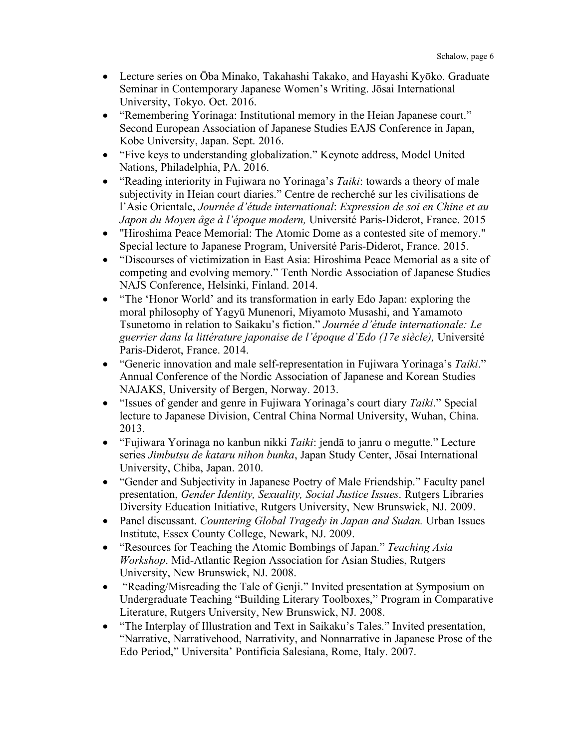- Lecture series on Ōba Minako, Takahashi Takako, and Hayashi Kyōko. Graduate Seminar in Contemporary Japanese Women's Writing. Jōsai International University, Tokyo. Oct. 2016.
- "Remembering Yorinaga: Institutional memory in the Heian Japanese court." Second European Association of Japanese Studies EAJS Conference in Japan, Kobe University, Japan. Sept. 2016.
- "Five keys to understanding globalization." Keynote address, Model United Nations, Philadelphia, PA. 2016.
- "Reading interiority in Fujiwara no Yorinaga's *Taiki*: towards a theory of male subjectivity in Heian court diaries." Centre de recherché sur les civilisations de l'Asie Orientale, *Journée d'étude international*: *Expression de soi en Chine et au Japon du Moyen âge à l'époque modern,* Université Paris-Diderot, France. 2015
- "Hiroshima Peace Memorial: The Atomic Dome as a contested site of memory." Special lecture to Japanese Program, Université Paris-Diderot, France. 2015.
- "Discourses of victimization in East Asia: Hiroshima Peace Memorial as a site of competing and evolving memory." Tenth Nordic Association of Japanese Studies NAJS Conference, Helsinki, Finland. 2014.
- "The 'Honor World' and its transformation in early Edo Japan: exploring the moral philosophy of Yagyū Munenori, Miyamoto Musashi, and Yamamoto Tsunetomo in relation to Saikaku's fiction." *Journée d'étude internationale: Le guerrier dans la littérature japonaise de l'époque d'Edo (17e siècle),* Université Paris-Diderot, France. 2014.
- "Generic innovation and male self-representation in Fujiwara Yorinaga's *Taiki*." Annual Conference of the Nordic Association of Japanese and Korean Studies NAJAKS, University of Bergen, Norway. 2013.
- "Issues of gender and genre in Fujiwara Yorinaga's court diary *Taiki*." Special lecture to Japanese Division, Central China Normal University, Wuhan, China. 2013.
- "Fujiwara Yorinaga no kanbun nikki *Taiki*: jendā to janru o megutte." Lecture series *Jimbutsu de kataru nihon bunka*, Japan Study Center, Jōsai International University, Chiba, Japan. 2010.
- "Gender and Subjectivity in Japanese Poetry of Male Friendship." Faculty panel presentation, *Gender Identity, Sexuality, Social Justice Issues*. Rutgers Libraries Diversity Education Initiative, Rutgers University, New Brunswick, NJ. 2009.
- Panel discussant. *Countering Global Tragedy in Japan and Sudan.* Urban Issues Institute, Essex County College, Newark, NJ. 2009.
- "Resources for Teaching the Atomic Bombings of Japan." *Teaching Asia Workshop*. Mid-Atlantic Region Association for Asian Studies, Rutgers University, New Brunswick, NJ. 2008.
- "Reading/Misreading the Tale of Genji." Invited presentation at Symposium on Undergraduate Teaching "Building Literary Toolboxes," Program in Comparative Literature, Rutgers University, New Brunswick, NJ. 2008.
- "The Interplay of Illustration and Text in Saikaku's Tales." Invited presentation, "Narrative, Narrativehood, Narrativity, and Nonnarrative in Japanese Prose of the Edo Period," Universita' Pontificia Salesiana, Rome, Italy. 2007.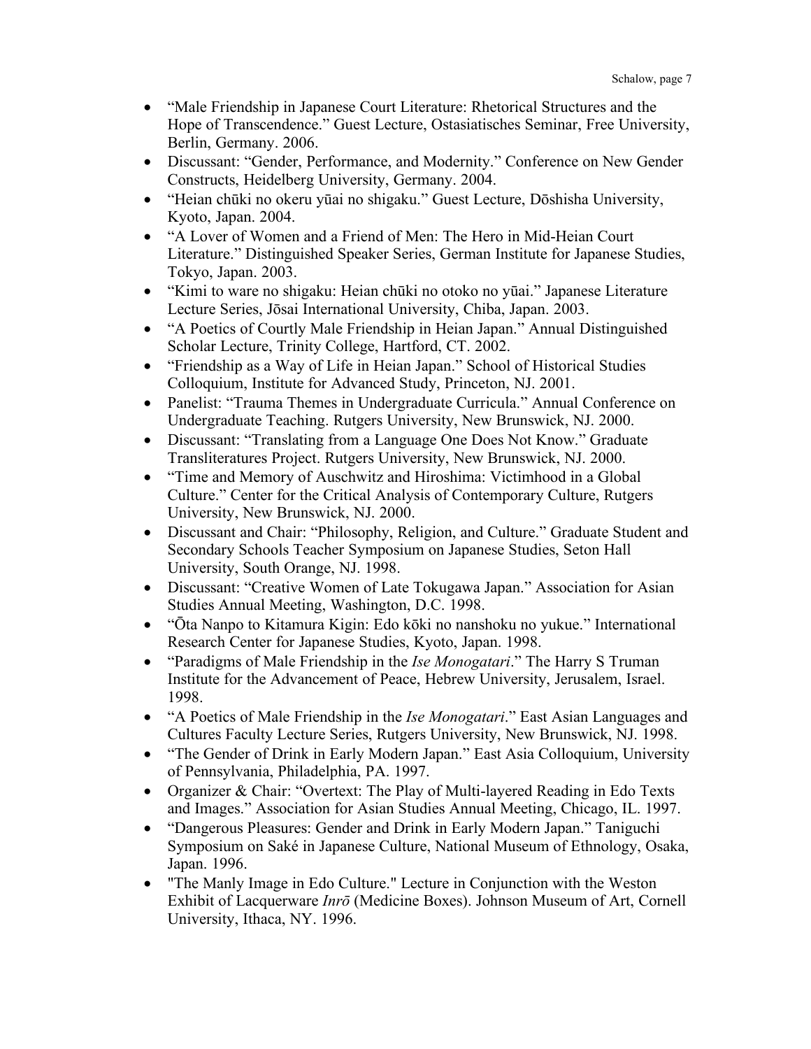- “Male Friendship in Japanese Court Literature: Rhetorical Structures and the Hope of Transcendence.” Guest Lecture, Ostasiatisches Seminar, Free University, Berlin, Germany. 2006.
- Discussant: “Gender, Performance, and Modernity.” Conference on New Gender Constructs, Heidelberg University, Germany. 2004.
- “Heian chūki no okeru yūai no shigaku.” Guest Lecture, Dōshisha University, Kyoto, Japan. 2004.
- “A Lover of Women and a Friend of Men: The Hero in Mid-Heian Court Literature.” Distinguished Speaker Series, German Institute for Japanese Studies, Tokyo, Japan. 2003.
- “Kimi to ware no shigaku: Heian chūki no otoko no yūai.” Japanese Literature Lecture Series, Jōsai International University, Chiba, Japan. 2003.
- “A Poetics of Courtly Male Friendship in Heian Japan.” Annual Distinguished Scholar Lecture, Trinity College, Hartford, CT. 2002.
- “Friendship as a Way of Life in Heian Japan.” School of Historical Studies Colloquium, Institute for Advanced Study, Princeton, NJ. 2001.
- Panelist: “Trauma Themes in Undergraduate Curricula.” Annual Conference on Undergraduate Teaching. Rutgers University, New Brunswick, NJ. 2000.
- Discussant: “Translating from a Language One Does Not Know.” Graduate Transliteratures Project. Rutgers University, New Brunswick, NJ. 2000.
- “Time and Memory of Auschwitz and Hiroshima: Victimhood in a Global Culture.” Center for the Critical Analysis of Contemporary Culture, Rutgers University, New Brunswick, NJ. 2000.
- Discussant and Chair: “Philosophy, Religion, and Culture.” Graduate Student and Secondary Schools Teacher Symposium on Japanese Studies, Seton Hall University, South Orange, NJ. 1998.
- Discussant: “Creative Women of Late Tokugawa Japan.” Association for Asian Studies Annual Meeting, Washington, D.C. 1998.
- “Ōta Nanpo to Kitamura Kigin: Edo kōki no nanshoku no yukue.” International Research Center for Japanese Studies, Kyoto, Japan. 1998.
- “Paradigms of Male Friendship in the *Ise Monogatari*.” The Harry S Truman Institute for the Advancement of Peace, Hebrew University, Jerusalem, Israel. 1998.
- “A Poetics of Male Friendship in the *Ise Monogatari*.” East Asian Languages and Cultures Faculty Lecture Series, Rutgers University, New Brunswick, NJ. 1998.
- “The Gender of Drink in Early Modern Japan.” East Asia Colloquium, University of Pennsylvania, Philadelphia, PA. 1997.
- Organizer & Chair: “Overtext: The Play of Multi-layered Reading in Edo Texts and Images.” Association for Asian Studies Annual Meeting, Chicago, IL. 1997.
- “Dangerous Pleasures: Gender and Drink in Early Modern Japan.” Taniguchi Symposium on Saké in Japanese Culture, National Museum of Ethnology, Osaka, Japan. 1996.
- "The Manly Image in Edo Culture." Lecture in Conjunction with the Weston Exhibit of Lacquerware *Inrō* (Medicine Boxes). Johnson Museum of Art, Cornell University, Ithaca, NY. 1996.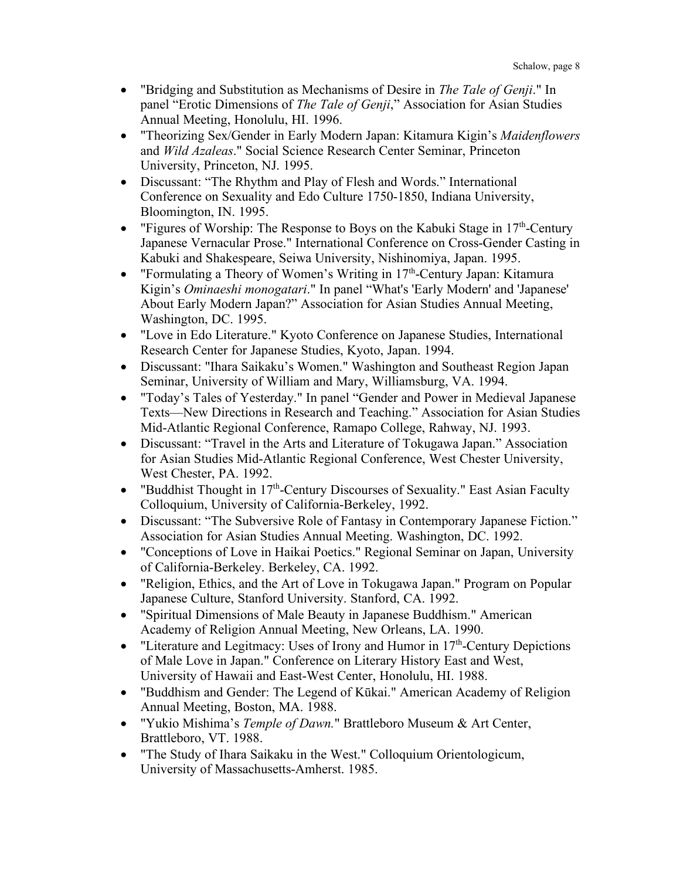- "Bridging and Substitution as Mechanisms of Desire in *The Tale of Genji*." In panel "Erotic Dimensions of *The Tale of Genji*," Association for Asian Studies Annual Meeting, Honolulu, HI. 1996.
- "Theorizing Sex/Gender in Early Modern Japan: Kitamura Kigin's *Maidenflowers* and *Wild Azaleas*." Social Science Research Center Seminar, Princeton University, Princeton, NJ. 1995.
- Discussant: "The Rhythm and Play of Flesh and Words." International Conference on Sexuality and Edo Culture 1750-1850, Indiana University, Bloomington, IN. 1995.
- "Figures of Worship: The Response to Boys on the Kabuki Stage in 17th-Century Japanese Vernacular Prose." International Conference on Cross-Gender Casting in Kabuki and Shakespeare, Seiwa University, Nishinomiya, Japan. 1995.
- "Formulating a Theory of Women's Writing in 17th-Century Japan: Kitamura Kigin's *Ominaeshi monogatari*." In panel "What's 'Early Modern' and 'Japanese' About Early Modern Japan?" Association for Asian Studies Annual Meeting, Washington, DC. 1995.
- "Love in Edo Literature." Kyoto Conference on Japanese Studies, International Research Center for Japanese Studies, Kyoto, Japan. 1994.
- Discussant: "Ihara Saikaku's Women." Washington and Southeast Region Japan Seminar, University of William and Mary, Williamsburg, VA. 1994.
- "Today's Tales of Yesterday." In panel "Gender and Power in Medieval Japanese Texts—New Directions in Research and Teaching." Association for Asian Studies Mid-Atlantic Regional Conference, Ramapo College, Rahway, NJ. 1993.
- Discussant: "Travel in the Arts and Literature of Tokugawa Japan." Association for Asian Studies Mid-Atlantic Regional Conference, West Chester University, West Chester, PA. 1992.
- "Buddhist Thought in 17th-Century Discourses of Sexuality." East Asian Faculty Colloquium, University of California-Berkeley, 1992.
- Discussant: "The Subversive Role of Fantasy in Contemporary Japanese Fiction." Association for Asian Studies Annual Meeting. Washington, DC. 1992.
- "Conceptions of Love in Haikai Poetics." Regional Seminar on Japan, University of California-Berkeley. Berkeley, CA. 1992.
- "Religion, Ethics, and the Art of Love in Tokugawa Japan." Program on Popular Japanese Culture, Stanford University. Stanford, CA. 1992.
- "Spiritual Dimensions of Male Beauty in Japanese Buddhism." American Academy of Religion Annual Meeting, New Orleans, LA. 1990.
- "Literature and Legitmacy: Uses of Irony and Humor in 17th-Century Depictions of Male Love in Japan." Conference on Literary History East and West, University of Hawaii and East-West Center, Honolulu, HI. 1988.
- "Buddhism and Gender: The Legend of Kūkai." American Academy of Religion Annual Meeting, Boston, MA. 1988.
- "Yukio Mishima's *Temple of Dawn.*" Brattleboro Museum & Art Center, Brattleboro, VT. 1988.
- "The Study of Ihara Saikaku in the West." Colloquium Orientologicum, University of Massachusetts-Amherst. 1985.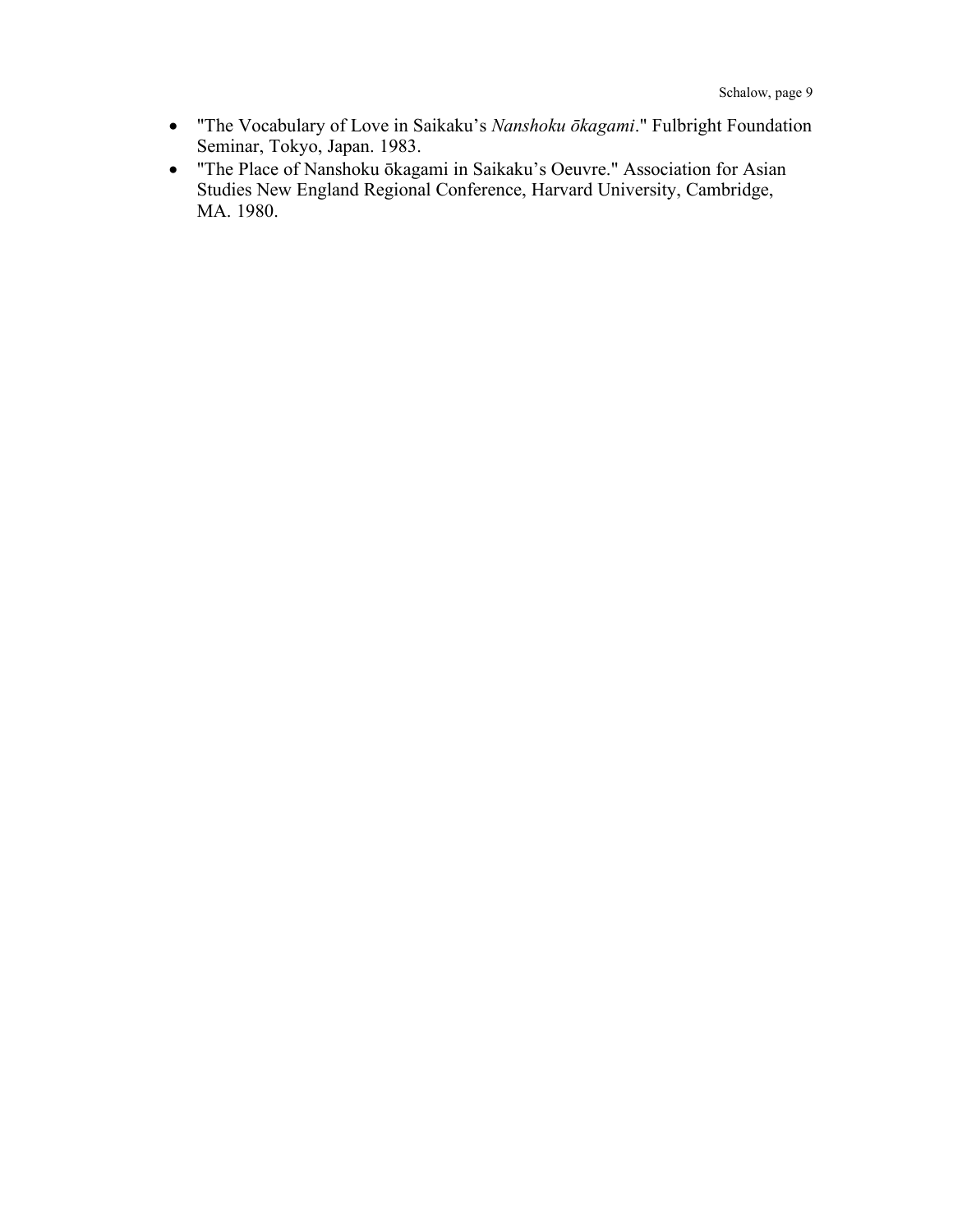- "The Vocabulary of Love in Saikaku's *Nanshoku ōkagami*." Fulbright Foundation Seminar, Tokyo, Japan. 1983.
- "The Place of Nanshoku ōkagami in Saikaku's Oeuvre." Association for Asian Studies New England Regional Conference, Harvard University, Cambridge, MA. 1980.